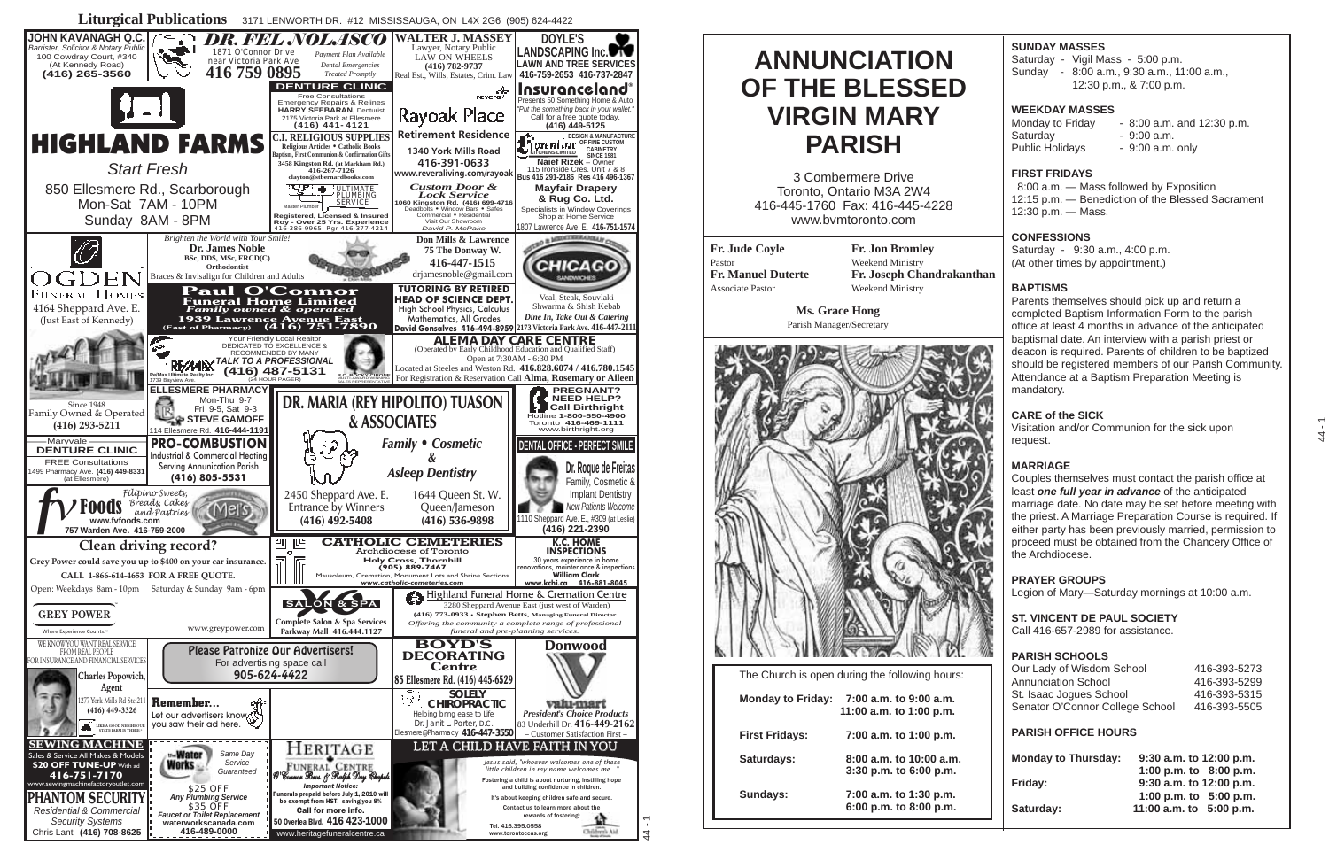**Liturgical Publications** 3171 LENWORTH DR. #12 MISSISSAUGA, ON L4X 2G6 (905) 624-4422

**JOHN KAVANAGH Q.C.**
Barrister, Solicitor & Notary Public
100 Cowdray Court, #340 (At Kennedy Road)
**(416) 265-3560**

**DR. FEL NOLASCO**
1871 O'Connor Drive near Victoria Park Ave
**416 759 0895**
Payment Plan Available
Dental Emergencies
Treated Promptly

**WALTER J. MASSEY**
Lawyer, Notary Public
LAW-ON-WHEELS
**(416) 782-9737**
Real Est., Wills, Estates, Crim. Law

**DOYLE'S LANDSCAPING Inc.**
**LAWN AND TREE SERVICES**
416-759-2653 416-737-2847

**HIGHLAND FARMS**
*Start Fresh*
850 Ellesmere Rd., Scarborough
Mon-Sat 7AM - 10PM
Sunday 8AM - 8PM

**DENTURE CLINIC**
Free Consultations
Emergency Repairs & Relines
**HARRY SEEBARAN,** Denturist
2175 Victoria Park at Ellesmere
**(416) 441-4121**

**Rayoak Place**
Retirement Residence
1340 York Mills Road
**416-391-0633**
www.reveraliving.com/rayoak

**Insuranceland**
Presents 50 Something Home & Auto
"Put the something back in your wallet."
Call for a free quote today.
**(416) 449-5125**

**C.I. RELIGIOUS SUPPLIES**
Religious Articles • Catholic Books
Baptism, First Communion & Confirmation Gifts
3458 Kingston Rd. (at Markham Rd.)
416-267-7126
clayton@stbernardbooks.com

**Fiorentina KITCHENS LIMITED**
DESIGN & MANUFACTURE OF FINE CUSTOM CABINETRY SINCE 1981
**Naief Rizek** – Owner
115 Ironside Cres. Unit 7 & 8
Bus 416 291-2186 Res 416 496-1367

**ULTIMATE PLUMBING SERVICE**
Master Plumber
Registered, Licensed & Insured
Roy - Over 25 Yrs. Experience
416-386-9965 Pgr 416-377-4214

*Custom Door & Lock Service*
1060 Kingston Rd. (416) 699-4716
Deadbolts • Window Bars • Safes
Commercial • Residential
Visit Our Showroom
*David P. McPake*

**Mayfair Drapery & Rug Co. Ltd.**
Specialists in Window Coverings
Shop at Home Service
1807 Lawrence Ave. E. **416-751-1574**

**OGDEN FUNERAL HOMES**
4164 Sheppard Ave. E.
(Just East of Kennedy)

*Brighten the World with Your Smile!*
**Dr. James Noble**
BSc, DDS, MSc, FRCD(C)
Orthodontist
Braces & Invisalign for Children and Adults

**Don Mills & Lawrence**
75 The Donway W.
**416-447-1515**
drjamesnoble@gmail.com

**CHICAGO SANDWICHES**
Veal, Steak, Souvlaki
Shwarma & Shish Kebab
*Dine In, Take Out & Catering*
2173 Victoria Park Ave. 416-447-2111

**Paul O'Connor Funeral Home Limited**
*Family owned & operated*
**1939 Lawrence Avenue East (East of Pharmacy) (416) 751-7890**

**TUTORING BY RETIRED HEAD OF SCIENCE DEPT.**
High School Physics, Calculus
Mathematics, All Grades
**David Gonsalves 416-494-8959**

Your Friendly Local Realtor
DEDICATED TO EXCELLENCE & RECOMMENDED BY MANY
***TALK TO A PROFESSIONAL***
**RE/MAX (416) 487-5131** (24 HOUR PAGER)
Re/Max Ultimate Realty Inc.
1739 Bayview Ave.
R.C. ROCKY CIRONE, SALES REPRESENTATIVE

**ALEMA DAY CARE CENTRE**
(Operated by Early Childhood Education and Qualified Staff)
Open at 7:30AM - 6:30 PM
Located at Steeles and Weston Rd. **416.828.6074 / 416.780.1545**
For Registration & Reservation Call **Alma, Rosemary or Aileen**

Since 1948
Family Owned & Operated
**(416) 293-5211**

**ELLESMERE PHARMACY**
Mon-Thu 9-7
Fri 9-5, Sat 9-3
**STEVE GAMOFF**
114 Ellesmere Rd. **416-444-1191**

**DR. MARIA (REY HIPOLITO) TUASON & ASSOCIATES**
*Family • Cosmetic & Asleep Dentistry*
2450 Sheppard Ave. E.
Entrance by Winners
**(416) 492-5408**
1644 Queen St. W.
Queen/Jameson
**(416) 536-9898**

**PREGNANT? NEED HELP?**
**Call Birthright**
Hotline **1-800-550-4900**
Toronto **416-469-1111**
www.birthright.org

**DENTAL OFFICE - PERFECT SMILE**
**Dr. Roque de Freitas**
Family, Cosmetic & Implant Dentistry
*New Patients Welcome*
1110 Sheppard Ave. E., #309 (at Leslie)
**(416) 221-2390**

Maryvale
**DENTURE CLINIC**
FREE Consultations
1499 Pharmacy Ave. **(416) 449-8331** (at Ellesmere)

**PRO-COMBUSTION**
Industrial & Commercial Heating
Serving Annunciation Parish
**(416) 805-5531**

**Foods**
*Filipino Sweets, Breads, Cakes and Pastries*
www.fvfoods.com
**757 Warden Ave. 416-759-2000**

**Mel's**

**Clean driving record?**
**Grey Power could save you up to $400 on your car insurance.**
**CALL 1-866-614-4653 FOR A FREE QUOTE.**
Open: Weekdays 8am - 10pm Saturday & Sunday 9am - 6pm
**GREY POWER**
Where Experience Counts
www.greypower.com

**CATHOLIC CEMETERIES**
Archdiocese of Toronto
**Holy Cross, Thornhill**
**(905) 889-7467**
Mausoleum, Cremation, Monument Lots and Shrine Sections
*www.catholic-cemeteries.com*

**K.C. HOME INSPECTIONS**
30 years experience in home renovations, maintenance & inspections
**William Clark**
www.kchi.ca **416-881-8045**

**SALON & SPA**
Complete Salon & Spa Services
Parkway Mall 416.444.1127

**Highland Funeral Home & Cremation Centre**
3280 Sheppard Avenue East (just west of Warden)
**(416) 773-0933** • **Stephen Betts,** Managing Funeral Director
*Offering the community a complete range of professional funeral and pre-planning services.*

WE KNOW YOU WANT REAL SERVICE FROM REAL PEOPLE FOR INSURANCE AND FINANCIAL SERVICES
**Charles Popowich,** Agent
1277 York Mills Rd Ste 211
**(416) 449-3326**
LIKE A GOOD NEIGHBOUR STATE FARM IS THERE.

**Please Patronize Our Advertisers!**
For advertising space call
**905-624-4422**

**BOYD'S DECORATING Centre**
85 Ellesmere Rd. **(416) 445-6529**

**Donwood**

**Remember...**
Let our advertisers know you saw their ad here.

**SOLELY CHIROPRACTIC**
Helping bring ease to Life
Dr. Janit L. Porter, D.C.
Ellesmere@Pharmacy **416-447-3550**

**valu-mart**
*President's Choice Products*
83 Underhill Dr. **416-449-2162**
– Customer Satisfaction First –

**SEWING MACHINE**
Sales & Service All Makes & Models
**$20 OFF TUNE-UP** With ad
**416-751-7170**
www.sewingmachinefactoryoutlet.com

**the Water Works**
Same Day Service Guaranteed
$25 OFF *Any Plumbing Service*
$35 OFF *Faucet or Toilet Replacement*
**waterworkscanada.com**
**416-489-0000**

**HERITAGE FUNERAL CENTRE**
*O'Connor Bros. & Ralph Day Chapels*
*Important Notice:*
Funerals prepaid before July 1, 2010 will be exempt from HST, saving you 8%
**Call for more info.**
**50 Overlea Blvd. 416 423-1000**
www.heritagefuneralcentre.ca

**LET A CHILD HAVE FAITH IN YOU**
*Jesus said, "whoever welcomes one of these little children in my name welcomes me..."*
Fostering a child is about nurturing, instilling hope and building confidence in children.
It's about keeping children safe and secure.
Contact us to learn more about the rewards of fostering:
Tel. 416.395.0558
www.torontocas.org
Children's Aid

**PHANTOM SECURITY**
*Residential & Commercial Security Systems*
Chris Lant **(416) 708-8625**

# ANNUNCIATION OF THE BLESSED VIRGIN MARY PARISH

3 Combermere Drive
Toronto, Ontario M3A 2W4
416-445-1760 Fax: 416-445-4228
www.bvmtoronto.com

**Fr. Jude Coyle**
Pastor
**Fr. Manuel Duterte**
Associate Pastor

**Fr. Jon Bromley**
Weekend Ministry
**Fr. Joseph Chandrakanthan**
Weekend Ministry

**Ms. Grace Hong**
Parish Manager/Secretary

The Church is open during the following hours:

| | |
|---|---|
| **Monday to Friday:** | **7:00 a.m. to 9:00 a.m.** |
| | **11:00 a.m. to 1:00 p.m.** |
| **First Fridays:** | **7:00 a.m. to 1:00 p.m.** |
| **Saturdays:** | **8:00 a.m. to 10:00 a.m.** |
| | **3:30 p.m. to 6:00 p.m.** |
| **Sundays:** | **7:00 a.m. to 1:30 p.m.** |
| | **6:00 p.m. to 8:00 p.m.** |

## SUNDAY MASSES

Saturday - Vigil Mass - 5:00 p.m.
Sunday - 8:00 a.m., 9:30 a.m., 11:00 a.m., 12:30 p.m., & 7:00 p.m.

## WEEKDAY MASSES

Monday to Friday - 8:00 a.m. and 12:30 p.m.
Saturday - 9:00 a.m.
Public Holidays - 9:00 a.m. only

## FIRST FRIDAYS

8:00 a.m. — Mass followed by Exposition
12:15 p.m. — Benediction of the Blessed Sacrament
12:30 p.m. — Mass.

## CONFESSIONS

Saturday - 9:30 a.m., 4:00 p.m.
(At other times by appointment.)

## BAPTISMS

Parents themselves should pick up and return a completed Baptism Information Form to the parish office at least 4 months in advance of the anticipated baptismal date. An interview with a parish priest or deacon is required. Parents of children to be baptized should be registered members of our Parish Community. Attendance at a Baptism Preparation Meeting is mandatory.

## CARE of the SICK

Visitation and/or Communion for the sick upon request.

## MARRIAGE

Couples themselves must contact the parish office at least ***one full year in advance*** of the anticipated marriage date. No date may be set before meeting with the priest. A Marriage Preparation Course is required. If either party has been previously married, permission to proceed must be obtained from the Chancery Office of the Archdiocese.

## PRAYER GROUPS

Legion of Mary—Saturday mornings at 10:00 a.m.

## ST. VINCENT DE PAUL SOCIETY

Call 416-657-2989 for assistance.

## PARISH SCHOOLS

| | |
|---|---|
| Our Lady of Wisdom School | 416-393-5273 |
| Annunciation School | 416-393-5299 |
| St. Isaac Jogues School | 416-393-5315 |
| Senator O'Connor College School | 416-393-5505 |

## PARISH OFFICE HOURS

| | |
|---|---|
| **Monday to Thursday:** | **9:30 a.m. to 12:00 p.m.** |
| | **1:00 p.m. to 8:00 p.m.** |
| **Friday:** | **9:30 a.m. to 12:00 p.m.** |
| | **1:00 p.m. to 5:00 p.m.** |
| **Saturday:** | **11:00 a.m. to 5:00 p.m.** |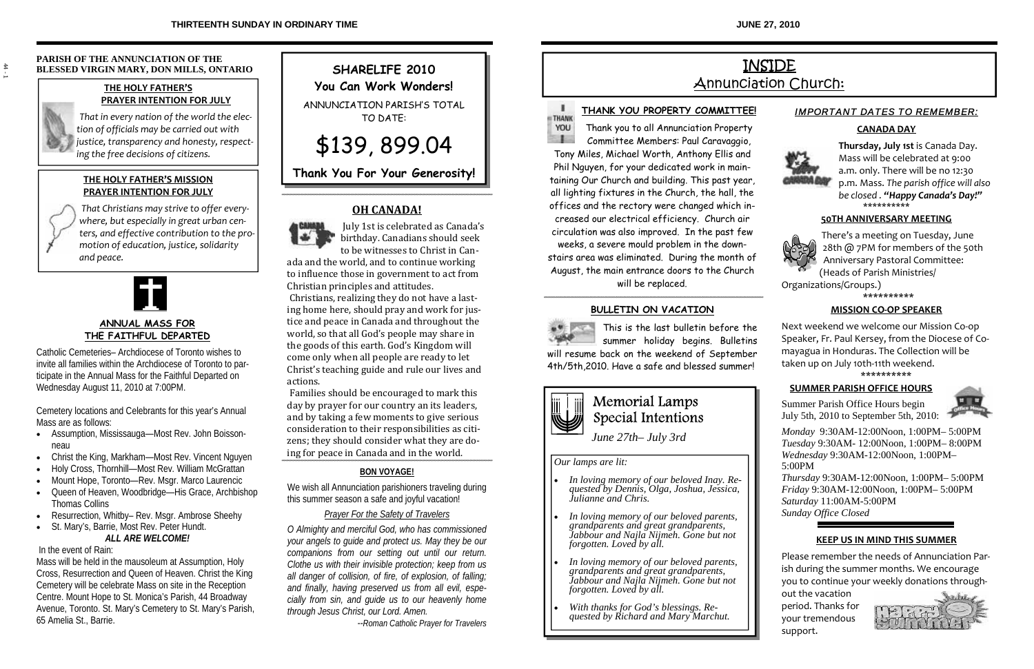**PARISH OF THE ANNUNCIATION OF THE BLESSED VIRGIN MARY, DON MILLS, ONTARIO**

### THE HOLY FATHER'S PRAYER INTENTION FOR JULY

*That in every nation of the world the election of officials may be carried out with justice, transparency and honesty, respecting the free decisions of citizens.*

### THE HOLY FATHER'S MISSION PRAYER INTENTION FOR JULY

*That Christians may strive to offer everywhere, but especially in great urban centers, and effective contribution to the promotion of education, justice, solidarity and peace.*

### ANNUAL MASS FOR THE FAITHFUL DEPARTED

Catholic Cemeteries– Archdiocese of Toronto wishes to invite all families within the Archdiocese of Toronto to participate in the Annual Mass for the Faithful Departed on Wednesday August 11, 2010 at 7:00PM.

Cemetery locations and Celebrants for this year's Annual Mass are as follows:

- Assumption, Mississauga—Most Rev. John Boissonneau
- Christ the King, Markham—Most Rev. Vincent Nguyen
- Holy Cross, Thornhill—Most Rev. William McGrattan
- Mount Hope, Toronto—Rev. Msgr. Marco Laurencic
- Queen of Heaven, Woodbridge—His Grace, Archbishop Thomas Collins
- Resurrection, Whitby– Rev. Msgr. Ambrose Sheehy
- St. Mary's, Barrie, Most Rev. Peter Hundt.

***ALL ARE WELCOME!***

In the event of Rain:

Mass will be held in the mausoleum at Assumption, Holy Cross, Resurrection and Queen of Heaven. Christ the King Cemetery will be celebrate Mass on site in the Reception Centre. Mount Hope to St. Monica's Parish, 44 Broadway Avenue, Toronto. St. Mary's Cemetery to St. Mary's Parish, 65 Amelia St., Barrie.

## SHARELIFE 2010

**You Can Work Wonders!**

ANNUNCIATION PARISH'S TOTAL TO DATE:

# $139, 899.04

**Thank You For Your Generosity!**

### OH CANADA!

July 1st is celebrated as Canada's birthday. Canadians should seek to be witnesses to Christ in Canada and the world, and to continue working to influence those in government to act from Christian principles and attitudes.

Christians, realizing they do not have a lasting home here, should pray and work for justice and peace in Canada and throughout the world, so that all God's people may share in the goods of this earth. God's Kingdom will come only when all people are ready to let Christ's teaching guide and rule our lives and actions.

Families should be encouraged to mark this day by prayer for our country an its leaders, and by taking a few moments to give serious consideration to their responsibilities as citizens; they should consider what they are doing for peace in Canada and in the world.

### BON VOYAGE!

We wish all Annunciation parishioners traveling during this summer season a safe and joyful vacation!

*Prayer For the Safety of Travelers*

*O Almighty and merciful God, who has commissioned your angels to guide and protect us. May they be our companions from our setting out until our return. Clothe us with their invisible protection; keep from us all danger of collision, of fire, of explosion, of falling; and finally, having preserved us from all evil, especially from sin, and guide us to our heavenly home through Jesus Christ, our Lord. Amen.*

*--Roman Catholic Prayer for Travelers*

# INSIDE Annunciation Church:

### THANK YOU PROPERTY COMMITTEE!

Thank you to all Annunciation Property Committee Members: Paul Caravaggio, Tony Miles, Michael Worth, Anthony Ellis and Phil Nguyen, for your dedicated work in maintaining Our Church and building. This past year, all lighting fixtures in the Church, the hall, the offices and the rectory were changed which increased our electrical efficiency. Church air circulation was also improved. In the past few weeks, a severe mould problem in the downstairs area was eliminated. During the month of August, the main entrance doors to the Church will be replaced.

### BULLETIN ON VACATION

This is the last bulletin before the summer holiday begins. Bulletins will resume back on the weekend of September 4th/5th,2010. Have a safe and blessed summer!

## Memorial Lamps Special Intentions

*June 27th– July 3rd*

*Our lamps are lit:*

- *In loving memory of our beloved Inay. Requested by Dennis, Olga, Joshua, Jessica, Julianne and Chris.*
- *In loving memory of our beloved parents, grandparents and great grandparents, Jabbour and Najla Nijmeh. Gone but not forgotten. Loved by all.*
- *In loving memory of our beloved parents, grandparents and great grandparents, Jabbour and Najla Nijmeh. Gone but not forgotten. Loved by all.*
- *With thanks for God's blessings. Requested by Richard and Mary Marchut.*

### *IMPORTANT DATES TO REMEMBER:*

#### CANADA DAY

**Thursday, July 1st** is Canada Day. Mass will be celebrated at 9:00 a.m. only. There will be no 12:30 p.m. Mass. *The parish office will also be closed*. ***"Happy Canada's Day!"***

\*\*\*\*\*\*\*\*\*\*

#### 50TH ANNIVERSARY MEETING

There's a meeting on Tuesday, June 28th @ 7PM for members of the 50th Anniversary Pastoral Committee: (Heads of Parish Ministries/ Organizations/Groups.)

\*\*\*\*\*\*\*\*\*\*

#### MISSION CO-OP SPEAKER

Next weekend we welcome our Mission Co-op Speaker, Fr. Paul Kersey, from the Diocese of Comayagua in Honduras. The Collection will be taken up on July 10th-11th weekend.

\*\*\*\*\*\*\*\*\*\*

#### SUMMER PARISH OFFICE HOURS

Summer Parish Office Hours begin July 5th, 2010 to September 5th, 2010:

*Monday* 9:30AM-12:00Noon, 1:00PM– 5:00PM
*Tuesday* 9:30AM- 12:00Noon, 1:00PM– 8:00PM
*Wednesday* 9:30AM-12:00Noon, 1:00PM– 5:00PM
*Thursday* 9:30AM-12:00Noon, 1:00PM– 5:00PM
*Friday* 9:30AM-12:00Noon, 1:00PM– 5:00PM
*Saturday* 11:00AM-5:00PM
*Sunday Office Closed*

#### KEEP US IN MIND THIS SUMMER

Please remember the needs of Annunciation Parish during the summer months. We encourage you to continue your weekly donations throughout the vacation period. Thanks for your tremendous support.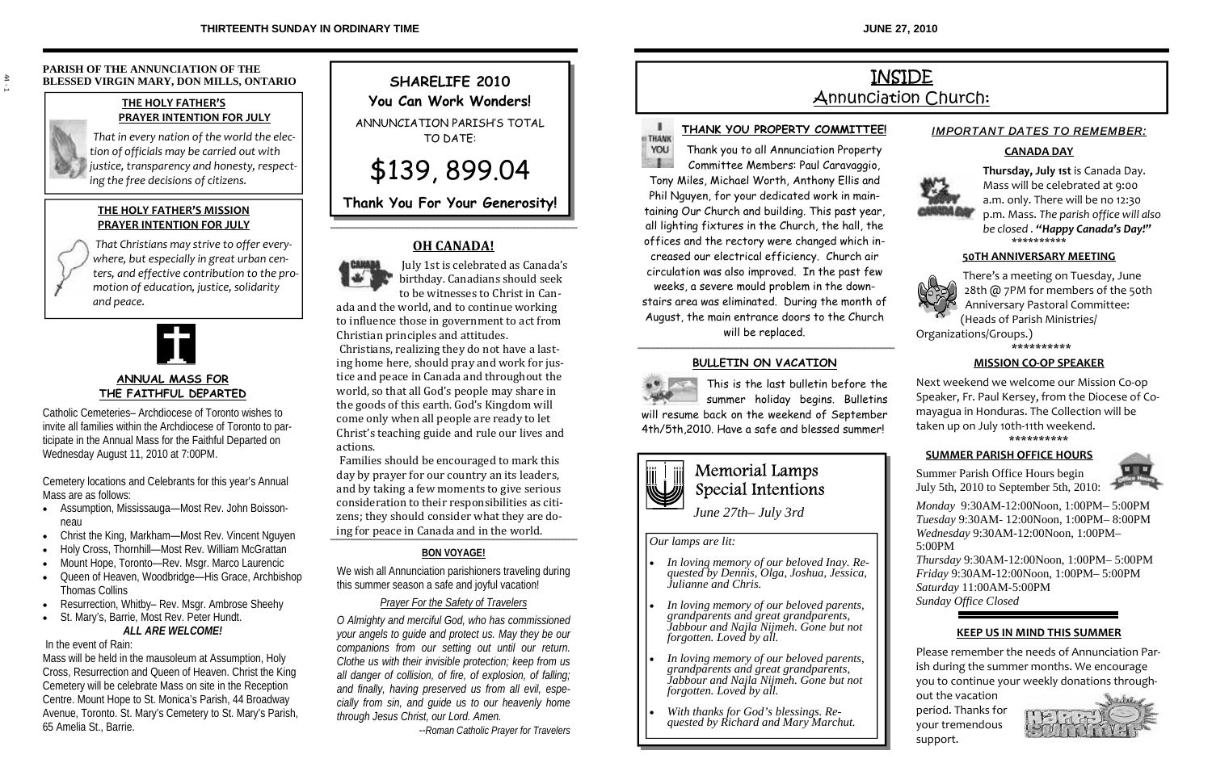**PARISH OF THE ANNUNCIATION OF THE BLESSED VIRGIN MARY, DON MILLS, ONTARIO**

### THE HOLY FATHER'S PRAYER INTENTION FOR JULY

*That in every nation of the world the election of officials may be carried out with justice, transparency and honesty, respecting the free decisions of citizens.*

### THE HOLY FATHER'S MISSION PRAYER INTENTION FOR JULY

*That Christians may strive to offer everywhere, but especially in great urban centers, and effective contribution to the promotion of education, justice, solidarity and peace.*

### ANNUAL MASS FOR THE FAITHFUL DEPARTED

Catholic Cemeteries– Archdiocese of Toronto wishes to invite all families within the Archdiocese of Toronto to participate in the Annual Mass for the Faithful Departed on Wednesday August 11, 2010 at 7:00PM.

Cemetery locations and Celebrants for this year's Annual Mass are as follows:

- Assumption, Mississauga—Most Rev. John Boissonneau
- Christ the King, Markham—Most Rev. Vincent Nguyen
- Holy Cross, Thornhill—Most Rev. William McGrattan
- Mount Hope, Toronto—Rev. Msgr. Marco Laurencic
- Queen of Heaven, Woodbridge—His Grace, Archbishop Thomas Collins
- Resurrection, Whitby– Rev. Msgr. Ambrose Sheehy
- St. Mary's, Barrie, Most Rev. Peter Hundt.

***ALL ARE WELCOME!***

In the event of Rain:

Mass will be held in the mausoleum at Assumption, Holy Cross, Resurrection and Queen of Heaven. Christ the King Cemetery will be celebrate Mass on site in the Reception Centre. Mount Hope to St. Monica's Parish, 44 Broadway Avenue, Toronto. St. Mary's Cemetery to St. Mary's Parish, 65 Amelia St., Barrie.

## SHARELIFE 2010

**You Can Work Wonders!**

ANNUNCIATION PARISH'S TOTAL TO DATE:

# $139, 899.04

**Thank You For Your Generosity!**

### OH CANADA!

July 1st is celebrated as Canada's birthday. Canadians should seek to be witnesses to Christ in Canada and the world, and to continue working to influence those in government to act from Christian principles and attitudes.

Christians, realizing they do not have a lasting home here, should pray and work for justice and peace in Canada and throughout the world, so that all God's people may share in the goods of this earth. God's Kingdom will come only when all people are ready to let Christ's teaching guide and rule our lives and actions.

Families should be encouraged to mark this day by prayer for our country an its leaders, and by taking a few moments to give serious consideration to their responsibilities as citizens; they should consider what they are doing for peace in Canada and in the world.

### BON VOYAGE!

We wish all Annunciation parishioners traveling during this summer season a safe and joyful vacation!

*Prayer For the Safety of Travelers*

*O Almighty and merciful God, who has commissioned your angels to guide and protect us. May they be our companions from our setting out until our return. Clothe us with their invisible protection; keep from us all danger of collision, of fire, of explosion, of falling; and finally, having preserved us from all evil, especially from sin, and guide us to our heavenly home through Jesus Christ, our Lord. Amen.*

*--Roman Catholic Prayer for Travelers*

# INSIDE Annunciation Church:

### THANK YOU PROPERTY COMMITTEE!

Thank you to all Annunciation Property Committee Members: Paul Caravaggio, Tony Miles, Michael Worth, Anthony Ellis and Phil Nguyen, for your dedicated work in maintaining Our Church and building. This past year, all lighting fixtures in the Church, the hall, the offices and the rectory were changed which increased our electrical efficiency. Church air circulation was also improved. In the past few weeks, a severe mould problem in the downstairs area was eliminated. During the month of August, the main entrance doors to the Church will be replaced.

### BULLETIN ON VACATION

This is the last bulletin before the summer holiday begins. Bulletins will resume back on the weekend of September 4th/5th,2010. Have a safe and blessed summer!

### Memorial Lamps Special Intentions

*June 27th– July 3rd*

*Our lamps are lit:*

- *In loving memory of our beloved Inay. Requested by Dennis, Olga, Joshua, Jessica, Julianne and Chris.*
- *In loving memory of our beloved parents, grandparents and great grandparents, Jabbour and Najla Nijmeh. Gone but not forgotten. Loved by all.*
- *In loving memory of our beloved parents, grandparents and great grandparents, Jabbour and Najla Nijmeh. Gone but not forgotten. Loved by all.*
- *With thanks for God's blessings. Requested by Richard and Mary Marchut.*

### *IMPORTANT DATES TO REMEMBER:*

#### CANADA DAY

**Thursday, July 1st** is Canada Day. Mass will be celebrated at 9:00 a.m. only. There will be no 12:30 p.m. Mass. *The parish office will also be closed*. ***"Happy Canada's Day!"***

**********

#### 50TH ANNIVERSARY MEETING

There's a meeting on Tuesday, June 28th @ 7PM for members of the 50th Anniversary Pastoral Committee: (Heads of Parish Ministries/ Organizations/Groups.)

**********

#### MISSION CO-OP SPEAKER

Next weekend we welcome our Mission Co-op Speaker, Fr. Paul Kersey, from the Diocese of Comayagua in Honduras. The Collection will be taken up on July 10th-11th weekend.

**********

#### SUMMER PARISH OFFICE HOURS

Summer Parish Office Hours begin July 5th, 2010 to September 5th, 2010:

*Monday* 9:30AM-12:00Noon, 1:00PM– 5:00PM
*Tuesday* 9:30AM- 12:00Noon, 1:00PM– 8:00PM
*Wednesday* 9:30AM-12:00Noon, 1:00PM– 5:00PM
*Thursday* 9:30AM-12:00Noon, 1:00PM– 5:00PM
*Friday* 9:30AM-12:00Noon, 1:00PM– 5:00PM
*Saturday* 11:00AM-5:00PM
*Sunday Office Closed*

#### KEEP US IN MIND THIS SUMMER

Please remember the needs of Annunciation Parish during the summer months. We encourage you to continue your weekly donations throughout the vacation period. Thanks for your tremendous support.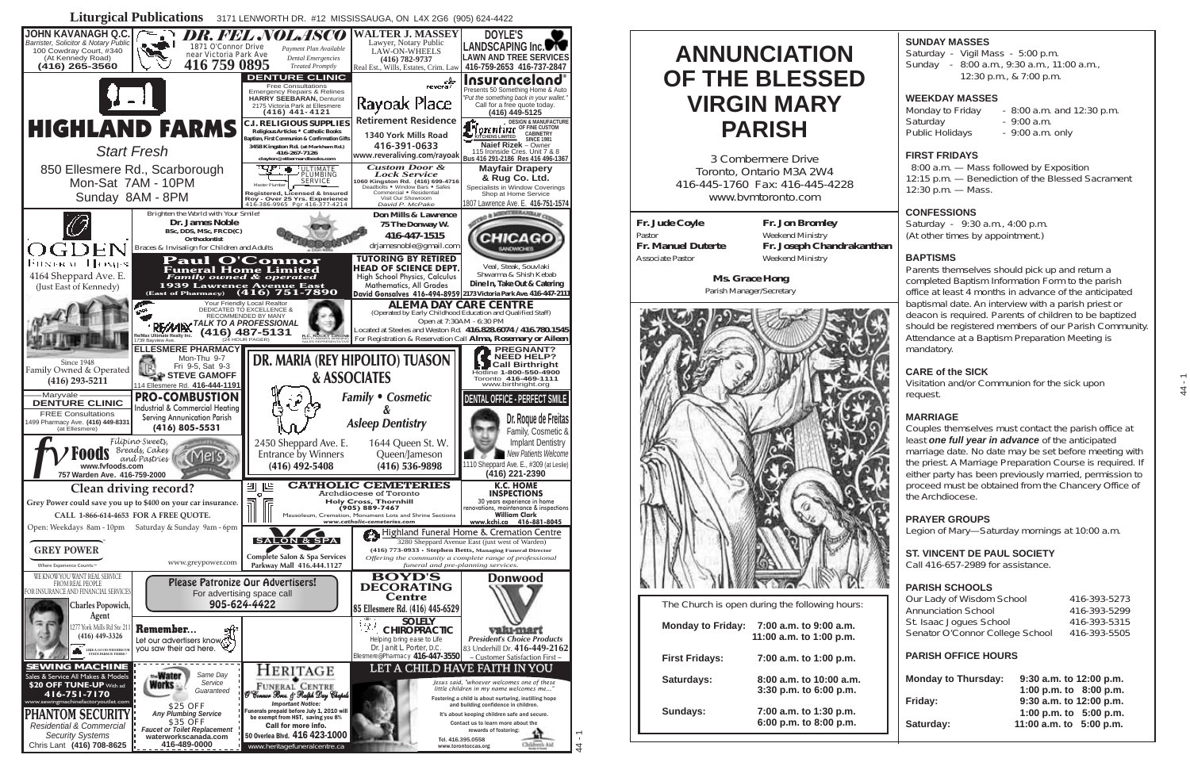Liturgical Publications 3171 LENWORTH DR. #12 MISSISSAUGA, ON L4X 2G6 (905) 624-4422

**JOHN KAVANAGH Q.C.**
Barrister, Solicitor & Notary Public
100 Cowdray Court, #340
(At Kennedy Road)
(416) 265-3560

**DR. FEL NOLASCO**
1871 O'Connor Drive near Victoria Park Ave
416 759 0895
Payment Plan Available
Dental Emergencies
Treated Promptly

**WALTER J. MASSEY**
Lawyer, Notary Public
LAW-ON-WHEELS
(416) 782-9737
Real Est., Wills, Estates, Crim. Law

**DOYLE'S LANDSCAPING Inc.**
LAWN AND TREE SERVICES
416-759-2653 416-737-2847

**HIGHLAND FARMS**
Start Fresh
850 Ellesmere Rd., Scarborough
Mon-Sat 7AM - 10PM
Sunday 8AM - 8PM

**DENTURE CLINIC**
Free Consultations
Emergency Repairs & Relines
HARRY SEEBARAN, Denturist
2175 Victoria Park at Ellesmere
(416) 441-4121

**C.J. RELIGIOUS SUPPLIES**
Religious Articles • Catholic Books
Baptism, First Communion & Confirmation Gifts
3458 Kingston Rd. (at Markham Rd.)
416-267-7126
clayton@stbernardbooks.com

**ULTIMATE PLUMBING SERVICE**
Master Plumber
Registered, Licensed & Insured
Roy - Over 25 Yrs. Experience
416-386-9965 Pgr 416-377-4214

**Rayoak Place** Retirement Residence
revera
1340 York Mills Road
416-391-0633
www.reveraliving.com/rayoak

**Custom Door & Lock Service**
1060 Kingston Rd. (416) 699-4716
Deadbolts • Window Bars • Safes
Commercial • Residential
Visit Our Showroom
David P. McPake

**Insuranceland**
Presents 50 Something Home & Auto
"Put the something back in your wallet."
Call for a free quote today.
(416) 449-5125

**Florentine Kitchens Limited**
Design & Manufacture of Fine Custom Cabinetry Since 1981
Naief Rizek – Owner
115 Ironside Cres. Unit 7 & 8
Bus 416 291-2186 Res 416 496-1367

**Mayfair Drapery & Rug Co. Ltd.**
Specialists in Window Coverings
Shop at Home Service
1807 Lawrence Ave. E. 416-751-1574

**OGDEN Funeral Homes**
4164 Sheppard Ave. E.
(Just East of Kennedy)

Brighten the World with Your Smile!
**Dr. James Noble**
BSc, DDS, MSc, FRCD(C)
Orthodontist
Braces & Invisalign for Children and Adults
Don Mills & Lawrence
75 The Donway W.
416-447-1515
drjamesnoble@gmail.com

**Paul O'Connor Funeral Home Limited**
Family owned & operated
1939 Lawrence Avenue East
(East of Pharmacy) (416) 751-7890

**CHICAGO** Sandwiches
Veal, Steak, Souvlaki
Shwarma & Shish Kebab
Dine In, Take Out & Catering
2173 Victoria Park Ave. 416-447-2111

**TUTORING BY RETIRED HEAD OF SCIENCE DEPT.**
High School Physics, Calculus
Mathematics, All Grades
David Gonsalves 416-494-8959

Your Friendly Local Realtor
Dedicated to Excellence & Recommended by Many
TALK TO A PROFESSIONAL
(416) 487-5131 (24 HOUR PAGER)
RE/MAX Re/Max Ultimate Realty Inc. 1739 Bayview Ave.
R.C. ROCKY CIRONE

**ALEMA DAY CARE CENTRE**
(Operated by Early Childhood Education and Qualified Staff)
Open at 7:30AM - 6:30 PM
Located at Steeles and Weston Rd. 416.828.6074 / 416.780.1545
For Registration & Reservation Call Alma, Rosemary or Aileen

Since 1948
Family Owned & Operated
(416) 293-5211

**ELLESMERE PHARMACY**
Mon-Thu 9-7
Fri 9-5, Sat 9-3
STEVE GAMOFF
114 Ellesmere Rd. 416-444-1191

**DR. MARIA (REY HIPOLITO) TUASON & ASSOCIATES**
Family • Cosmetic & Asleep Dentistry
2450 Sheppard Ave. E.
Entrance by Winners
(416) 492-5408
1644 Queen St. W.
Queen/Jameson
(416) 536-9898

**PREGNANT? NEED HELP?**
Call Birthright
Hotline 1-800-550-4900
Toronto 416-469-1111
www.birthright.org

Maryvale **DENTURE CLINIC**
FREE Consultations
1499 Pharmacy Ave. (416) 449-8331 (at Ellesmere)

**PRO-COMBUSTION**
Industrial & Commercial Heating
Serving Annunciation Parish
(416) 805-5531

**DENTAL OFFICE - PERFECT SMILE**
Dr. Roque de Freitas
Family, Cosmetic & Implant Dentistry
New Patients Welcome
1110 Sheppard Ave. E., #309 (at Leslie)
(416) 221-2390

**FV Foods**
Filipino Sweets, Breads, Cakes and Pastries
www.fvfoods.com
757 Warden Ave. 416-759-2000

**Clean driving record?**
Grey Power could save you up to $400 on your car insurance.
CALL 1-866-614-4653 FOR A FREE QUOTE.
Open: Weekdays 8am - 10pm Saturday & Sunday 9am - 6pm
GREY POWER
Where Experience Counts
www.greypower.com

**CATHOLIC CEMETERIES**
Archdiocese of Toronto
Holy Cross, Thornhill
(905) 889-7467
Mausoleum, Cremation, Monument Lots and Shrine Sections
www.catholic-cemeteries.com

**K.C. HOME INSPECTIONS**
30 years experience in home renovations, maintenance & inspections
William Clark
www.kchi.ca 416-881-8045

**Highland Funeral Home & Cremation Centre**
3280 Sheppard Avenue East (just west of Warden)
(416) 773-0933 • Stephen Betts, Managing Funeral Director
Offering the community a complete range of professional funeral and pre-planning services.

**XS SALON & SPA**
Complete Salon & Spa Services
Parkway Mall 416.444.1127

WE KNOW YOU WANT REAL SERVICE FROM REAL PEOPLE FOR INSURANCE AND FINANCIAL SERVICES
**Charles Popowich, Agent**
1277 York Mills Rd Ste 211
(416) 449-3326

**Please Patronize Our Advertisers!**
For advertising space call
905-624-4422

**BOYD'S DECORATING Centre**
85 Ellesmere Rd. (416) 445-6529

**Donwood** value-mart
President's Choice Products
83 Underhill Dr. 416-449-2162
– Customer Satisfaction First –

**Remember...**
Let our advertisers know you saw their ad here.

**SOLELY CHIROPRACTIC**
Helping bring ease to Life
Dr. Janit L. Porter, D.C.
Ellesmere@Pharmacy 416-447-3550

**SEWING MACHINE**
Sales & Service All Makes & Models
$20 OFF TUNE-UP With ad
416-751-7170
www.sewingmachinefactoryoutlet.com

**The Water Works**
Same Day Service Guaranteed
$25 OFF Any Plumbing Service
$35 OFF Faucet or Toilet Replacement
waterworkscanada.com
416-489-0000

**HERITAGE FUNERAL CENTRE**
O'Connor Bros. & Ralph Day Chapels
Important Notice:
Funerals prepaid before July 1, 2010 will be exempt from HST, saving you 8%
Call for more info.
50 Overlea Blvd. 416 423-1000
www.heritagefuneralcentre.ca

**LET A CHILD HAVE FAITH IN YOU**
Jesus said, "whoever welcomes one of these little children in my name welcomes me..."
Fostering a child is about nurturing, instilling hope and building confidence in children.
It's about keeping children safe and secure.
Contact us to learn more about the rewards of fostering:
Tel. 416.395.0558
www.torontocas.org
Children's Aid

**PHANTOM SECURITY**
Residential & Commercial Security Systems
Chris Lant (416) 708-8625

# ANNUNCIATION OF THE BLESSED VIRGIN MARY PARISH

3 Combermere Drive
Toronto, Ontario M3A 2W4
416-445-1760 Fax: 416-445-4228
www.bvmtoronto.com

**Fr. Jude Coyle**
Pastor

**Fr. Manuel Duterte**
Associate Pastor

**Fr. Jon Bromley**
Weekend Ministry

**Fr. Joseph Chandrakanthan**
Weekend Ministry

**Ms. Grace Hong**
Parish Manager/Secretary

The Church is open during the following hours:

| | |
|---|---|
| **Monday to Friday:** | 7:00 a.m. to 9:00 a.m.<br>11:00 a.m. to 1:00 p.m. |
| **First Fridays:** | 7:00 a.m. to 1:00 p.m. |
| **Saturdays:** | 8:00 a.m. to 10:00 a.m.<br>3:30 p.m. to 6:00 p.m. |
| **Sundays:** | 7:00 a.m. to 1:30 p.m.<br>6:00 p.m. to 8:00 p.m. |

### SUNDAY MASSES
Saturday - Vigil Mass - 5:00 p.m.
Sunday - 8:00 a.m., 9:30 a.m., 11:00 a.m., 12:30 p.m., & 7:00 p.m.

### WEEKDAY MASSES
Monday to Friday - 8:00 a.m. and 12:30 p.m.
Saturday - 9:00 a.m.
Public Holidays - 9:00 a.m. only

### FIRST FRIDAYS
8:00 a.m. — Mass followed by Exposition
12:15 p.m. — Benediction of the Blessed Sacrament
12:30 p.m. — Mass.

### CONFESSIONS
Saturday - 9:30 a.m., 4:00 p.m.
(At other times by appointment.)

### BAPTISMS
Parents themselves should pick up and return a completed Baptism Information Form to the parish office at least 4 months in advance of the anticipated baptismal date. An interview with a parish priest or deacon is required. Parents of children to be baptized should be registered members of our Parish Community. Attendance at a Baptism Preparation Meeting is mandatory.

### CARE of the SICK
Visitation and/or Communion for the sick upon request.

### MARRIAGE
Couples themselves must contact the parish office at least ***one full year in advance*** of the anticipated marriage date. No date may be set before meeting with the priest. A Marriage Preparation Course is required. If either party has been previously married, permission to proceed must be obtained from the Chancery Office of the Archdiocese.

### PRAYER GROUPS
Legion of Mary—Saturday mornings at 10:00 a.m.

### ST. VINCENT DE PAUL SOCIETY
Call 416-657-2989 for assistance.

### PARISH SCHOOLS

| | |
|---|---|
| Our Lady of Wisdom School | 416-393-5273 |
| Annunciation School | 416-393-5299 |
| St. Isaac Jogues School | 416-393-5315 |
| Senator O'Connor College School | 416-393-5505 |

### PARISH OFFICE HOURS

| | |
|---|---|
| **Monday to Thursday:** | 9:30 a.m. to 12:00 p.m.<br>1:00 p.m. to 8:00 p.m. |
| **Friday:** | 9:30 a.m. to 12:00 p.m.<br>1:00 p.m. to 5:00 p.m. |
| **Saturday:** | 11:00 a.m. to 5:00 p.m. |